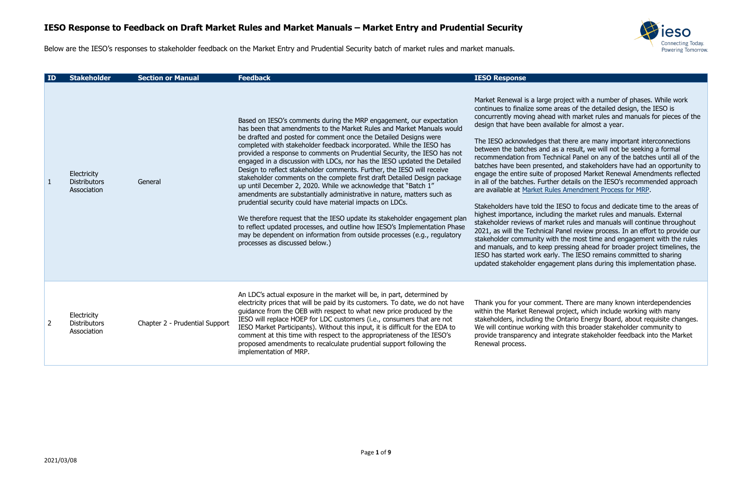# IESO Response to Feedback on Draft Market Rules and Market Manuals – Market Entry and Prudential Security

Below are the IESO's responses to stakeholder feedback on the Market Entry and Prudential Security batch of market rules and market manuals.

| ID | Stakeholder | Section or Manual | Feedback | IESO Response |
|---|---|---|---|---|
| 1 | Electricity Distributors Association | General | Based on IESO's comments during the MRP engagement, our expectation has been that amendments to the Market Rules and Market Manuals would be drafted and posted for comment once the Detailed Designs were completed with stakeholder feedback incorporated. While the IESO has provided a response to comments on Prudential Security, the IESO has not engaged in a discussion with LDCs, nor has the IESO updated the Detailed Design to reflect stakeholder comments. Further, the IESO will receive stakeholder comments on the complete first draft Detailed Design package up until December 2, 2020. While we acknowledge that "Batch 1" amendments are substantially administrative in nature, matters such as prudential security could have material impacts on LDCs.<br><br>We therefore request that the IESO update its stakeholder engagement plan to reflect updated processes, and outline how IESO's Implementation Phase may be dependent on information from outside processes (e.g., regulatory processes as discussed below.) | Market Renewal is a large project with a number of phases. While work continues to finalize some areas of the detailed design, the IESO is concurrently moving ahead with market rules and manuals for pieces of the design that have been available for almost a year.<br><br>The IESO acknowledges that there are many important interconnections between the batches and as a result, we will not be seeking a formal recommendation from Technical Panel on any of the batches until all of the batches have been presented, and stakeholders have had an opportunity to engage the entire suite of proposed Market Renewal Amendments reflected in all of the batches. Further details on the IESO's recommended approach are available at Market Rules Amendment Process for MRP.<br><br>Stakeholders have told the IESO to focus and dedicate time to the areas of highest importance, including the market rules and manuals. External stakeholder reviews of market rules and manuals will continue throughout 2021, as will the Technical Panel review process. In an effort to provide our stakeholder community with the most time and engagement with the rules and manuals, and to keep pressing ahead for broader project timelines, the IESO has started work early. The IESO remains committed to sharing updated stakeholder engagement plans during this implementation phase. |
| 2 | Electricity Distributors Association | Chapter 2 - Prudential Support | An LDC's actual exposure in the market will be, in part, determined by electricity prices that will be paid by its customers. To date, we do not have guidance from the OEB with respect to what new price produced by the IESO will replace HOEP for LDC customers (i.e., consumers that are not IESO Market Participants). Without this input, it is difficult for the EDA to comment at this time with respect to the appropriateness of the IESO's proposed amendments to recalculate prudential support following the implementation of MRP. | Thank you for your comment. There are many known interdependencies within the Market Renewal project, which include working with many stakeholders, including the Ontario Energy Board, about requisite changes. We will continue working with this broader stakeholder community to provide transparency and integrate stakeholder feedback into the Market Renewal process. |

2021/03/08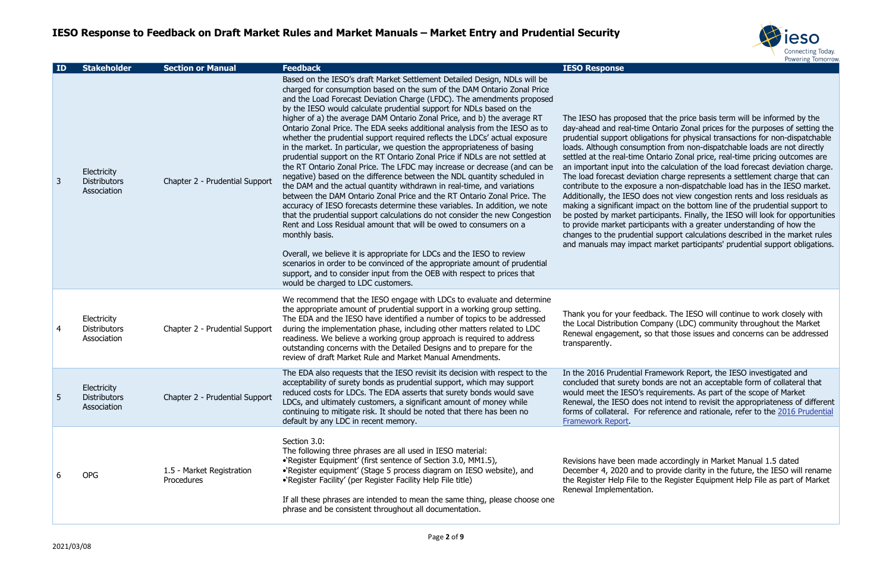# IESO Response to Feedback on Draft Market Rules and Market Manuals – Market Entry and Prudential Security

| ID | Stakeholder | Section or Manual | Feedback | IESO Response |
|---|---|---|---|---|
| 3 | Electricity Distributors Association | Chapter 2 - Prudential Support | Based on the IESO's draft Market Settlement Detailed Design, NDLs will be charged for consumption based on the sum of the DAM Ontario Zonal Price and the Load Forecast Deviation Charge (LFDC). The amendments proposed by the IESO would calculate prudential support for NDLs based on the higher of a) the average DAM Ontario Zonal Price, and b) the average RT Ontario Zonal Price. The EDA seeks additional analysis from the IESO as to whether the prudential support required reflects the LDCs' actual exposure in the market. In particular, we question the appropriateness of basing prudential support on the RT Ontario Zonal Price if NDLs are not settled at the RT Ontario Zonal Price. The LFDC may increase or decrease (and can be negative) based on the difference between the NDL quantity scheduled in the DAM and the actual quantity withdrawn in real-time, and variations between the DAM Ontario Zonal Price and the RT Ontario Zonal Price. The accuracy of IESO forecasts determine these variables. In addition, we note that the prudential support calculations do not consider the new Congestion Rent and Loss Residual amount that will be owed to consumers on a monthly basis.<br><br>Overall, we believe it is appropriate for LDCs and the IESO to review scenarios in order to be convinced of the appropriate amount of prudential support, and to consider input from the OEB with respect to prices that would be charged to LDC customers. | The IESO has proposed that the price basis term will be informed by the day-ahead and real-time Ontario Zonal prices for the purposes of setting the prudential support obligations for physical transactions for non-dispatchable loads. Although consumption from non-dispatchable loads are not directly settled at the real-time Ontario Zonal price, real-time pricing outcomes are an important input into the calculation of the load forecast deviation charge. The load forecast deviation charge represents a settlement charge that can contribute to the exposure a non-dispatchable load has in the IESO market. Additionally, the IESO does not view congestion rents and loss residuals as making a significant impact on the bottom line of the prudential support to be posted by market participants. Finally, the IESO will look for opportunities to provide market participants with a greater understanding of how the changes to the prudential support calculations described in the market rules and manuals may impact market participants' prudential support obligations. |
| 4 | Electricity Distributors Association | Chapter 2 - Prudential Support | We recommend that the IESO engage with LDCs to evaluate and determine the appropriate amount of prudential support in a working group setting. The EDA and the IESO have identified a number of topics to be addressed during the implementation phase, including other matters related to LDC readiness. We believe a working group approach is required to address outstanding concerns with the Detailed Designs and to prepare for the review of draft Market Rule and Market Manual Amendments. | Thank you for your feedback. The IESO will continue to work closely with the Local Distribution Company (LDC) community throughout the Market Renewal engagement, so that those issues and concerns can be addressed transparently. |
| 5 | Electricity Distributors Association | Chapter 2 - Prudential Support | The EDA also requests that the IESO revisit its decision with respect to the acceptability of surety bonds as prudential support, which may support reduced costs for LDCs. The EDA asserts that surety bonds would save LDCs, and ultimately customers, a significant amount of money while continuing to mitigate risk. It should be noted that there has been no default by any LDC in recent memory. | In the 2016 Prudential Framework Report, the IESO investigated and concluded that surety bonds are not an acceptable form of collateral that would meet the IESO's requirements. As part of the scope of Market Renewal, the IESO does not intend to revisit the appropriateness of different forms of collateral. For reference and rationale, refer to the 2016 Prudential Framework Report. |
| 6 | OPG | 1.5 - Market Registration Procedures | Section 3.0:<br>The following three phrases are all used in IESO material:<br>• 'Register Equipment' (first sentence of Section 3.0, MM1.5),<br>• 'Register equipment' (Stage 5 process diagram on IESO website), and<br>• 'Register Facility' (per Register Facility Help File title)<br><br>If all these phrases are intended to mean the same thing, please choose one phrase and be consistent throughout all documentation. | Revisions have been made accordingly in Market Manual 1.5 dated December 4, 2020 and to provide clarity in the future, the IESO will rename the Register Help File to the Register Equipment Help File as part of Market Renewal Implementation. |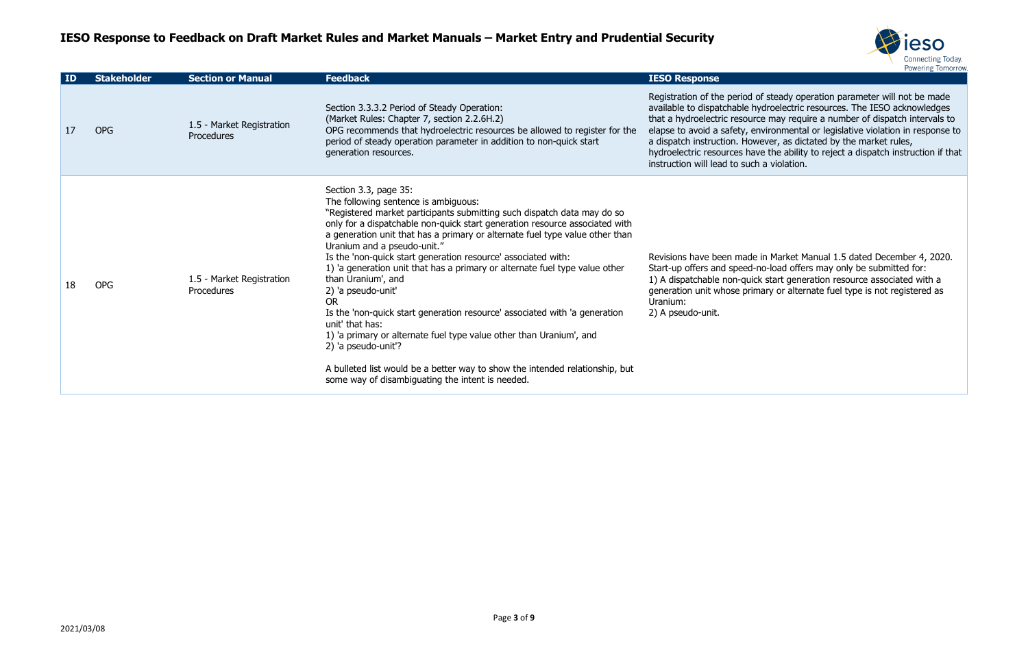# IESO Response to Feedback on Draft Market Rules and Market Manuals – Market Entry and Prudential Security

| ID | Stakeholder | Section or Manual | Feedback | IESO Response |
|---|---|---|---|---|
| 17 | OPG | 1.5 - Market Registration Procedures | Section 3.3.3.2 Period of Steady Operation:<br>(Market Rules: Chapter 7, section 2.2.6H.2)<br>OPG recommends that hydroelectric resources be allowed to register for the period of steady operation parameter in addition to non-quick start generation resources. | Registration of the period of steady operation parameter will not be made available to dispatchable hydroelectric resources. The IESO acknowledges that a hydroelectric resource may require a number of dispatch intervals to elapse to avoid a safety, environmental or legislative violation in response to a dispatch instruction. However, as dictated by the market rules, hydroelectric resources have the ability to reject a dispatch instruction if that instruction will lead to such a violation. |
| 18 | OPG | 1.5 - Market Registration Procedures | Section 3.3, page 35:<br>The following sentence is ambiguous:<br>"Registered market participants submitting such dispatch data may do so only for a dispatchable non-quick start generation resource associated with a generation unit that has a primary or alternate fuel type value other than Uranium and a pseudo-unit."<br>Is the 'non-quick start generation resource' associated with:<br>1) 'a generation unit that has a primary or alternate fuel type value other than Uranium', and<br>2) 'a pseudo-unit'<br>OR<br>Is the 'non-quick start generation resource' associated with 'a generation unit' that has:<br>1) 'a primary or alternate fuel type value other than Uranium', and<br>2) 'a pseudo-unit'?<br><br>A bulleted list would be a better way to show the intended relationship, but some way of disambiguating the intent is needed. | Revisions have been made in Market Manual 1.5 dated December 4, 2020. Start-up offers and speed-no-load offers may only be submitted for:<br>1) A dispatchable non-quick start generation resource associated with a generation unit whose primary or alternate fuel type is not registered as Uranium:<br>2) A pseudo-unit. |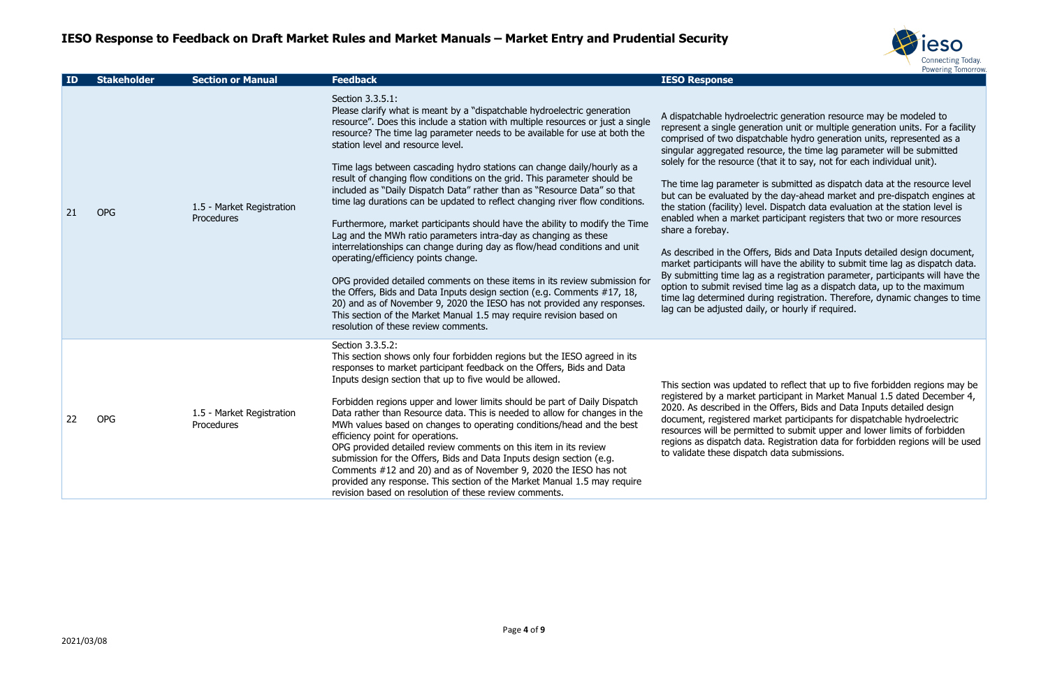# IESO Response to Feedback on Draft Market Rules and Market Manuals – Market Entry and Prudential Security

| ID | Stakeholder | Section or Manual | Feedback | IESO Response |
|---|---|---|---|---|
| 21 | OPG | 1.5 - Market Registration Procedures | Section 3.3.5.1:<br>Please clarify what is meant by a "dispatchable hydroelectric generation resource". Does this include a station with multiple resources or just a single resource? The time lag parameter needs to be available for use at both the station level and resource level.<br><br>Time lags between cascading hydro stations can change daily/hourly as a result of changing flow conditions on the grid. This parameter should be included as "Daily Dispatch Data" rather than as "Resource Data" so that time lag durations can be updated to reflect changing river flow conditions.<br><br>Furthermore, market participants should have the ability to modify the Time Lag and the MWh ratio parameters intra-day as changing as these interrelationships can change during day as flow/head conditions and unit operating/efficiency points change.<br><br>OPG provided detailed comments on these items in its review submission for the Offers, Bids and Data Inputs design section (e.g. Comments #17, 18, 20) and as of November 9, 2020 the IESO has not provided any responses. This section of the Market Manual 1.5 may require revision based on resolution of these review comments. | A dispatchable hydroelectric generation resource may be modeled to represent a single generation unit or multiple generation units. For a facility comprised of two dispatchable hydro generation units, represented as a singular aggregated resource, the time lag parameter will be submitted solely for the resource (that it to say, not for each individual unit).<br><br>The time lag parameter is submitted as dispatch data at the resource level but can be evaluated by the day-ahead market and pre-dispatch engines at the station (facility) level. Dispatch data evaluation at the station level is enabled when a market participant registers that two or more resources share a forebay.<br><br>As described in the Offers, Bids and Data Inputs detailed design document, market participants will have the ability to submit time lag as dispatch data. By submitting time lag as a registration parameter, participants will have the option to submit revised time lag as a dispatch data, up to the maximum time lag determined during registration. Therefore, dynamic changes to time lag can be adjusted daily, or hourly if required. |
| 22 | OPG | 1.5 - Market Registration Procedures | Section 3.3.5.2:<br>This section shows only four forbidden regions but the IESO agreed in its responses to market participant feedback on the Offers, Bids and Data Inputs design section that up to five would be allowed.<br><br>Forbidden regions upper and lower limits should be part of Daily Dispatch Data rather than Resource data. This is needed to allow for changes in the MWh values based on changes to operating conditions/head and the best efficiency point for operations.<br>OPG provided detailed review comments on this item in its review submission for the Offers, Bids and Data Inputs design section (e.g. Comments #12 and 20) and as of November 9, 2020 the IESO has not provided any response. This section of the Market Manual 1.5 may require revision based on resolution of these review comments. | This section was updated to reflect that up to five forbidden regions may be registered by a market participant in Market Manual 1.5 dated December 4, 2020. As described in the Offers, Bids and Data Inputs detailed design document, registered market participants for dispatchable hydroelectric resources will be permitted to submit upper and lower limits of forbidden regions as dispatch data. Registration data for forbidden regions will be used to validate these dispatch data submissions. |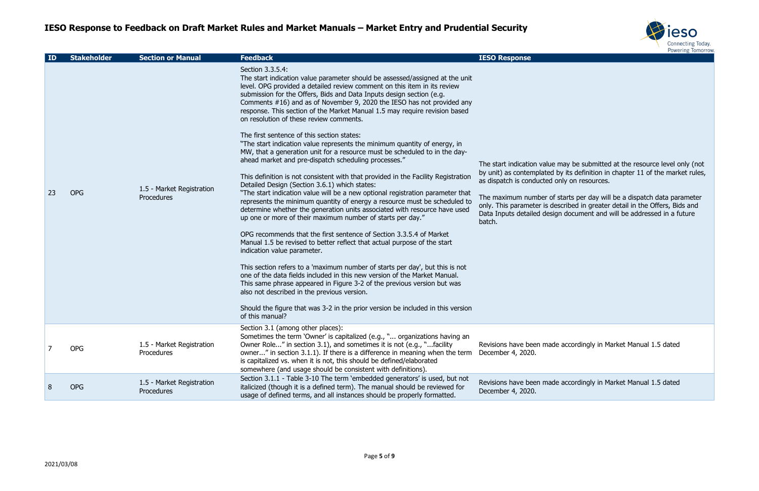# IESO Response to Feedback on Draft Market Rules and Market Manuals – Market Entry and Prudential Security

| ID | Stakeholder | Section or Manual | Feedback | IESO Response |
|---|---|---|---|---|
| 23 | OPG | 1.5 - Market Registration Procedures | Section 3.3.5.4:<br>The start indication value parameter should be assessed/assigned at the unit level. OPG provided a detailed review comment on this item in its review submission for the Offers, Bids and Data Inputs design section (e.g. Comments #16) and as of November 9, 2020 the IESO has not provided any response. This section of the Market Manual 1.5 may require revision based on resolution of these review comments.<br><br>The first sentence of this section states:<br>"The start indication value represents the minimum quantity of energy, in MW, that a generation unit for a resource must be scheduled to in the day-ahead market and pre-dispatch scheduling processes."<br><br>This definition is not consistent with that provided in the Facility Registration Detailed Design (Section 3.6.1) which states:<br>"The start indication value will be a new optional registration parameter that represents the minimum quantity of energy a resource must be scheduled to determine whether the generation units associated with resource have used up one or more of their maximum number of starts per day."<br><br>OPG recommends that the first sentence of Section 3.3.5.4 of Market Manual 1.5 be revised to better reflect that actual purpose of the start indication value parameter.<br><br>This section refers to a 'maximum number of starts per day', but this is not one of the data fields included in this new version of the Market Manual. This same phrase appeared in Figure 3-2 of the previous version but was also not described in the previous version.<br><br>Should the figure that was 3-2 in the prior version be included in this version of this manual? | The start indication value may be submitted at the resource level only (not by unit) as contemplated by its definition in chapter 11 of the market rules, as dispatch is conducted only on resources.<br><br>The maximum number of starts per day will be a dispatch data parameter only. This parameter is described in greater detail in the Offers, Bids and Data Inputs detailed design document and will be addressed in a future batch. |
| 7 | OPG | 1.5 - Market Registration Procedures | Section 3.1 (among other places):<br>Sometimes the term 'Owner' is capitalized (e.g., "... organizations having an Owner Role..." in section 3.1), and sometimes it is not (e.g., "...facility owner..." in section 3.1.1). If there is a difference in meaning when the term is capitalized vs. when it is not, this should be defined/elaborated somewhere (and usage should be consistent with definitions). | Revisions have been made accordingly in Market Manual 1.5 dated December 4, 2020. |
| 8 | OPG | 1.5 - Market Registration Procedures | Section 3.1.1 - Table 3-10 The term 'embedded generators' is used, but not italicized (though it is a defined term). The manual should be reviewed for usage of defined terms, and all instances should be properly formatted. | Revisions have been made accordingly in Market Manual 1.5 dated December 4, 2020. |

2021/03/08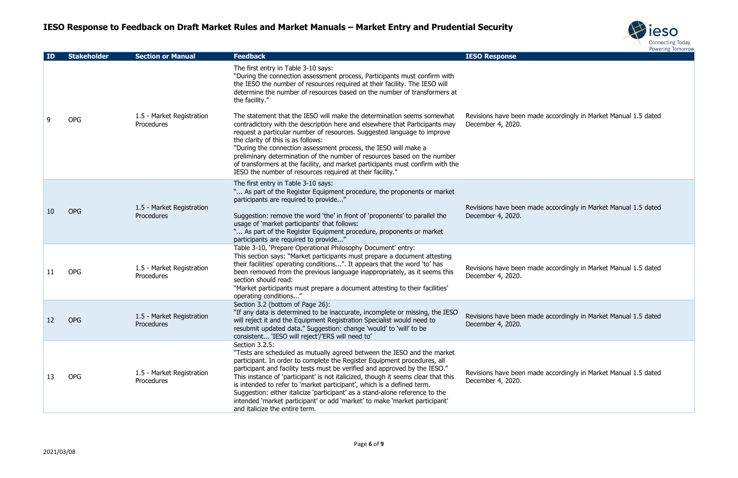# IESO Response to Feedback on Draft Market Rules and Market Manuals – Market Entry and Prudential Security

| ID | Stakeholder | Section or Manual | Feedback | IESO Response |
|---|---|---|---|---|
| 9 | OPG | 1.5 - Market Registration Procedures | The first entry in Table 3-10 says:<br>"During the connection assessment process, Participants must confirm with the IESO the number of resources required at their facility. The IESO will determine the number of resources based on the number of transformers at the facility."<br><br>The statement that the IESO will make the determination seems somewhat contradictory with the description here and elsewhere that Participants may request a particular number of resources. Suggested language to improve the clarity of this is as follows:<br>"During the connection assessment process, the IESO will make a preliminary determination of the number of resources based on the number of transformers at the facility, and market participants must confirm with the IESO the number of resources required at their facility." | Revisions have been made accordingly in Market Manual 1.5 dated December 4, 2020. |
| 10 | OPG | 1.5 - Market Registration Procedures | The first entry in Table 3-10 says:<br>"... As part of the Register Equipment procedure, the proponents or market participants are required to provide..."<br><br>Suggestion: remove the word 'the' in front of 'proponents' to parallel the usage of 'market participants' that follows:<br>"... As part of the Register Equipment procedure, proponents or market participants are required to provide..." | Revisions have been made accordingly in Market Manual 1.5 dated December 4, 2020. |
| 11 | OPG | 1.5 - Market Registration Procedures | Table 3-10, 'Prepare Operational Philosophy Document' entry:<br>This section says: "Market participants must prepare a document attesting their facilities' operating conditions...". It appears that the word 'to' has been removed from the previous language inappropriately, as it seems this section should read:<br>"Market participants must prepare a document attesting to their facilities' operating conditions..." | Revisions have been made accordingly in Market Manual 1.5 dated December 4, 2020. |
| 12 | OPG | 1.5 - Market Registration Procedures | Section 3.2 (bottom of Page 26):<br>"If any data is determined to be inaccurate, incomplete or missing, the IESO will reject it and the Equipment Registration Specialist would need to resubmit updated data." Suggestion: change 'would' to 'will' to be consistent... 'IESO will reject'/'ERS will need to' | Revisions have been made accordingly in Market Manual 1.5 dated December 4, 2020. |
| 13 | OPG | 1.5 - Market Registration Procedures | Section 3.2.5:<br>"Tests are scheduled as mutually agreed between the IESO and the market participant. In order to complete the Register Equipment procedures, all participant and facility tests must be verified and approved by the IESO." This instance of 'participant' is not italicized, though it seems clear that this is intended to refer to 'market participant', which is a defined term. Suggestion: either italicize 'participant' as a stand-alone reference to the intended 'market participant' or add 'market' to make 'market participant' and italicize the entire term. | Revisions have been made accordingly in Market Manual 1.5 dated December 4, 2020. |

2021/03/08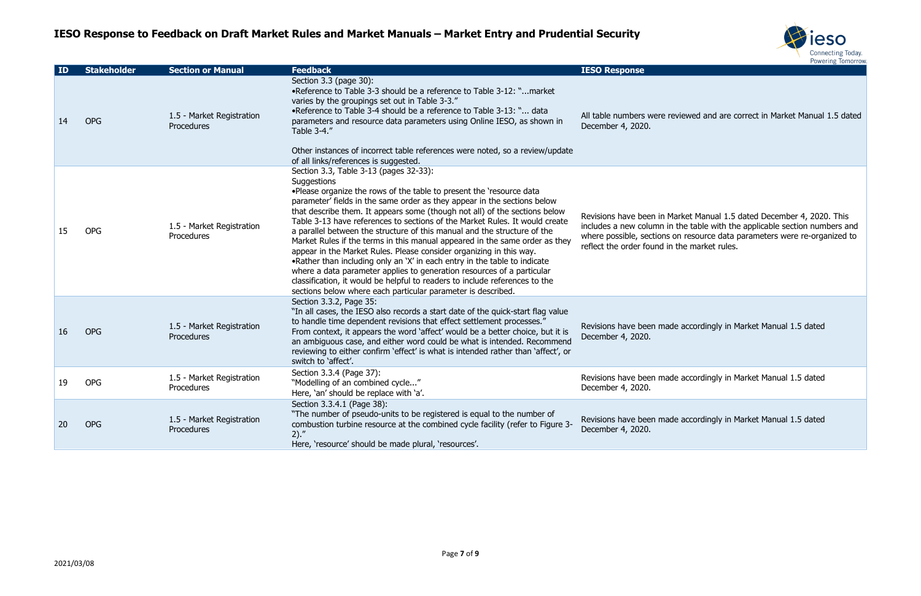# IESO Response to Feedback on Draft Market Rules and Market Manuals – Market Entry and Prudential Security

| ID | Stakeholder | Section or Manual | Feedback | IESO Response |
|---|---|---|---|---|
| 14 | OPG | 1.5 - Market Registration Procedures | Section 3.3 (page 30):<br>•Reference to Table 3-3 should be a reference to Table 3-12: "...market varies by the groupings set out in Table 3-3."<br>•Reference to Table 3-4 should be a reference to Table 3-13: "... data parameters and resource data parameters using Online IESO, as shown in Table 3-4."<br><br>Other instances of incorrect table references were noted, so a review/update of all links/references is suggested. | All table numbers were reviewed and are correct in Market Manual 1.5 dated December 4, 2020. |
| 15 | OPG | 1.5 - Market Registration Procedures | Section 3.3, Table 3-13 (pages 32-33):<br>Suggestions<br>•Please organize the rows of the table to present the 'resource data parameter' fields in the same order as they appear in the sections below that describe them. It appears some (though not all) of the sections below Table 3-13 have references to sections of the Market Rules. It would create a parallel between the structure of this manual and the structure of the Market Rules if the terms in this manual appeared in the same order as they appear in the Market Rules. Please consider organizing in this way.<br>•Rather than including only an 'X' in each entry in the table to indicate where a data parameter applies to generation resources of a particular classification, it would be helpful to readers to include references to the sections below where each particular parameter is described. | Revisions have been in Market Manual 1.5 dated December 4, 2020. This includes a new column in the table with the applicable section numbers and where possible, sections on resource data parameters were re-organized to reflect the order found in the market rules. |
| 16 | OPG | 1.5 - Market Registration Procedures | Section 3.3.2, Page 35:<br>"In all cases, the IESO also records a start date of the quick-start flag value to handle time dependent revisions that effect settlement processes."<br>From context, it appears the word 'affect' would be a better choice, but it is an ambiguous case, and either word could be what is intended. Recommend reviewing to either confirm 'effect' is what is intended rather than 'affect', or switch to 'affect'. | Revisions have been made accordingly in Market Manual 1.5 dated December 4, 2020. |
| 19 | OPG | 1.5 - Market Registration Procedures | Section 3.3.4 (Page 37):<br>"Modelling of an combined cycle..."<br>Here, 'an' should be replace with 'a'. | Revisions have been made accordingly in Market Manual 1.5 dated December 4, 2020. |
| 20 | OPG | 1.5 - Market Registration Procedures | Section 3.3.4.1 (Page 38):<br>"The number of pseudo-units to be registered is equal to the number of combustion turbine resource at the combined cycle facility (refer to Figure 3-2)."<br>Here, 'resource' should be made plural, 'resources'. | Revisions have been made accordingly in Market Manual 1.5 dated December 4, 2020. |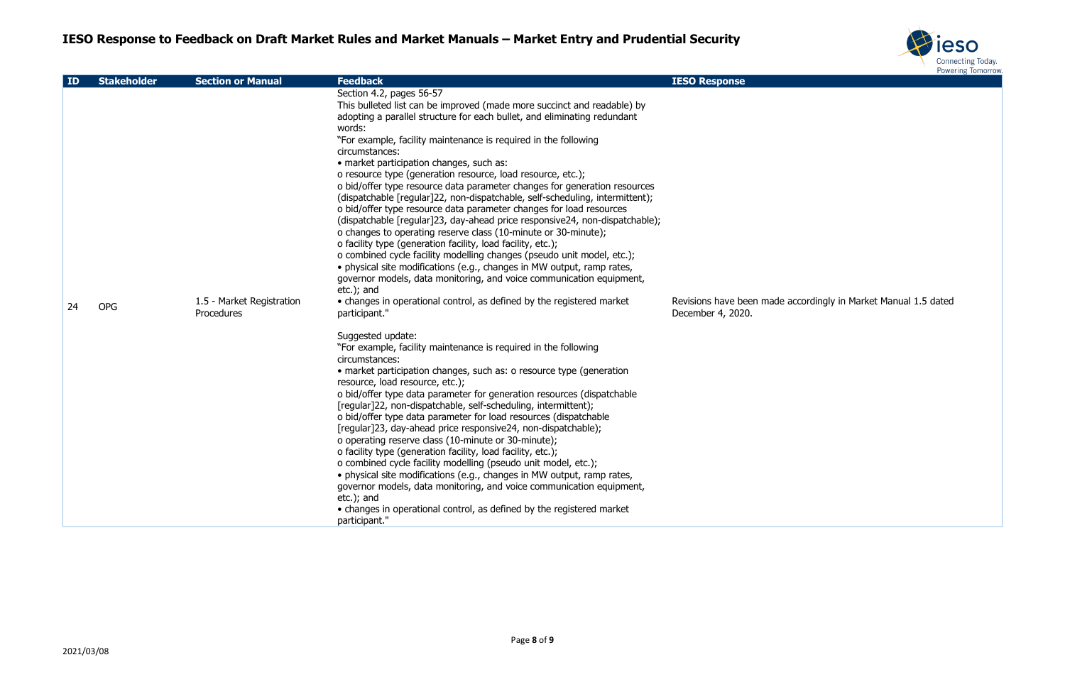# IESO Response to Feedback on Draft Market Rules and Market Manuals – Market Entry and Prudential Security

| ID | Stakeholder | Section or Manual | Feedback | IESO Response |
|---|---|---|---|---|
| 24 | OPG | 1.5 - Market Registration Procedures | Section 4.2, pages 56-57<br>This bulleted list can be improved (made more succinct and readable) by adopting a parallel structure for each bullet, and eliminating redundant words:<br>"For example, facility maintenance is required in the following circumstances:<br>• market participation changes, such as:<br>o resource type (generation resource, load resource, etc.);<br>o bid/offer type resource data parameter changes for generation resources (dispatchable [regular]22, non-dispatchable, self-scheduling, intermittent);<br>o bid/offer type resource data parameter changes for load resources (dispatchable [regular]23, day-ahead price responsive24, non-dispatchable);<br>o changes to operating reserve class (10-minute or 30-minute);<br>o facility type (generation facility, load facility, etc.);<br>o combined cycle facility modelling changes (pseudo unit model, etc.);<br>• physical site modifications (e.g., changes in MW output, ramp rates, governor models, data monitoring, and voice communication equipment, etc.); and<br>• changes in operational control, as defined by the registered market participant."<br><br>Suggested update:<br>"For example, facility maintenance is required in the following circumstances:<br>• market participation changes, such as: o resource type (generation resource, load resource, etc.);<br>o bid/offer type data parameter for generation resources (dispatchable [regular]22, non-dispatchable, self-scheduling, intermittent);<br>o bid/offer type data parameter for load resources (dispatchable [regular]23, day-ahead price responsive24, non-dispatchable);<br>o operating reserve class (10-minute or 30-minute);<br>o facility type (generation facility, load facility, etc.);<br>o combined cycle facility modelling (pseudo unit model, etc.);<br>• physical site modifications (e.g., changes in MW output, ramp rates, governor models, data monitoring, and voice communication equipment, etc.); and<br>• changes in operational control, as defined by the registered market participant." | Revisions have been made accordingly in Market Manual 1.5 dated December 4, 2020. |

2021/03/08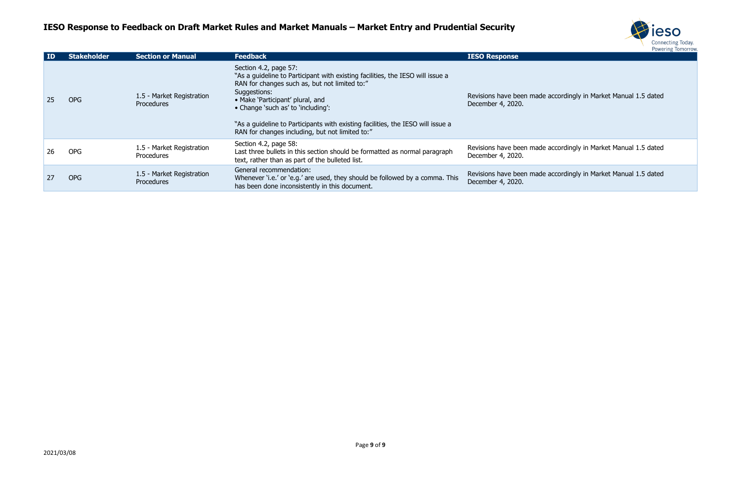# IESO Response to Feedback on Draft Market Rules and Market Manuals – Market Entry and Prudential Security

| ID | Stakeholder | Section or Manual | Feedback | IESO Response |
|---|---|---|---|---|
| 25 | OPG | 1.5 - Market Registration Procedures | Section 4.2, page 57:<br>"As a guideline to Participant with existing facilities, the IESO will issue a RAN for changes such as, but not limited to:"<br>Suggestions:<br>• Make 'Participant' plural, and<br>• Change 'such as' to 'including':<br><br>"As a guideline to Participants with existing facilities, the IESO will issue a RAN for changes including, but not limited to:" | Revisions have been made accordingly in Market Manual 1.5 dated December 4, 2020. |
| 26 | OPG | 1.5 - Market Registration Procedures | Section 4.2, page 58:<br>Last three bullets in this section should be formatted as normal paragraph text, rather than as part of the bulleted list. | Revisions have been made accordingly in Market Manual 1.5 dated December 4, 2020. |
| 27 | OPG | 1.5 - Market Registration Procedures | General recommendation:<br>Whenever 'i.e.' or 'e.g.' are used, they should be followed by a comma. This has been done inconsistently in this document. | Revisions have been made accordingly in Market Manual 1.5 dated December 4, 2020. |

2021/03/08